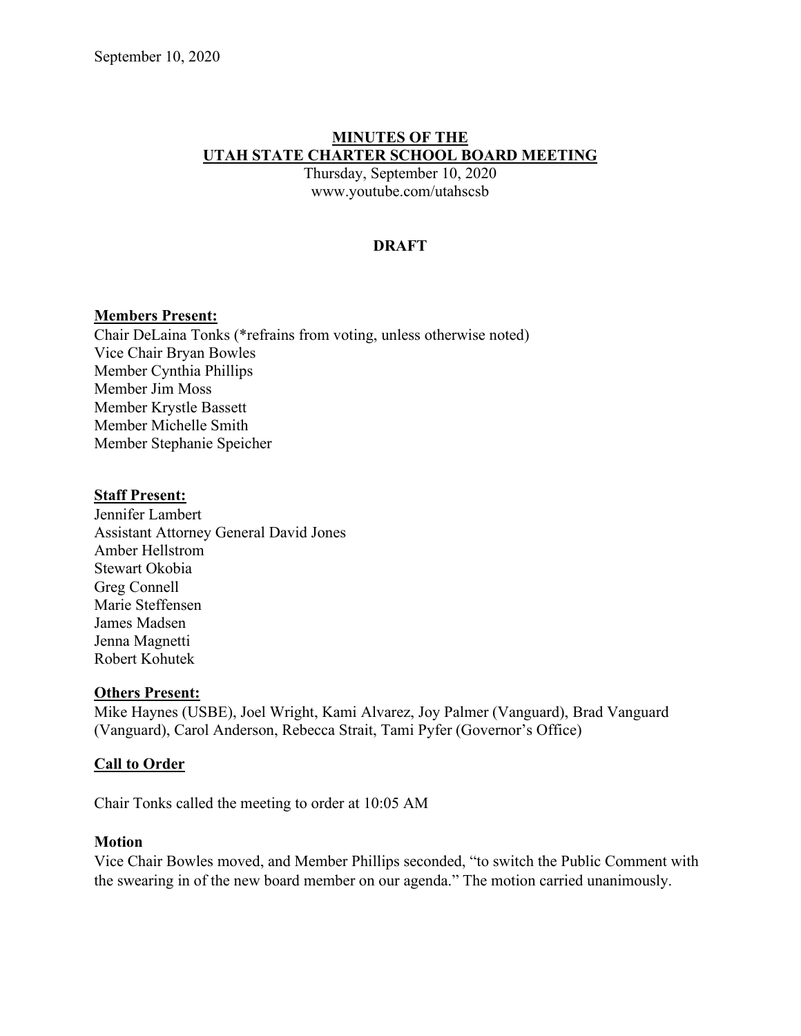September 10, 2020

# MINUTES OF THE UTAH STATE CHARTER SCHOOL BOARD MEETING

Thursday, September 10, 2020
www.youtube.com/utahscsb

**DRAFT**

**Members Present:**
Chair DeLaina Tonks (*refrains from voting, unless otherwise noted)
Vice Chair Bryan Bowles
Member Cynthia Phillips
Member Jim Moss
Member Krystle Bassett
Member Michelle Smith
Member Stephanie Speicher

**Staff Present:**
Jennifer Lambert
Assistant Attorney General David Jones
Amber Hellstrom
Stewart Okobia
Greg Connell
Marie Steffensen
James Madsen
Jenna Magnetti
Robert Kohutek

**Others Present:**
Mike Haynes (USBE), Joel Wright, Kami Alvarez, Joy Palmer (Vanguard), Brad Vanguard (Vanguard), Carol Anderson, Rebecca Strait, Tami Pyfer (Governor's Office)

**Call to Order**

Chair Tonks called the meeting to order at 10:05 AM

**Motion**
Vice Chair Bowles moved, and Member Phillips seconded, "to switch the Public Comment with the swearing in of the new board member on our agenda." The motion carried unanimously.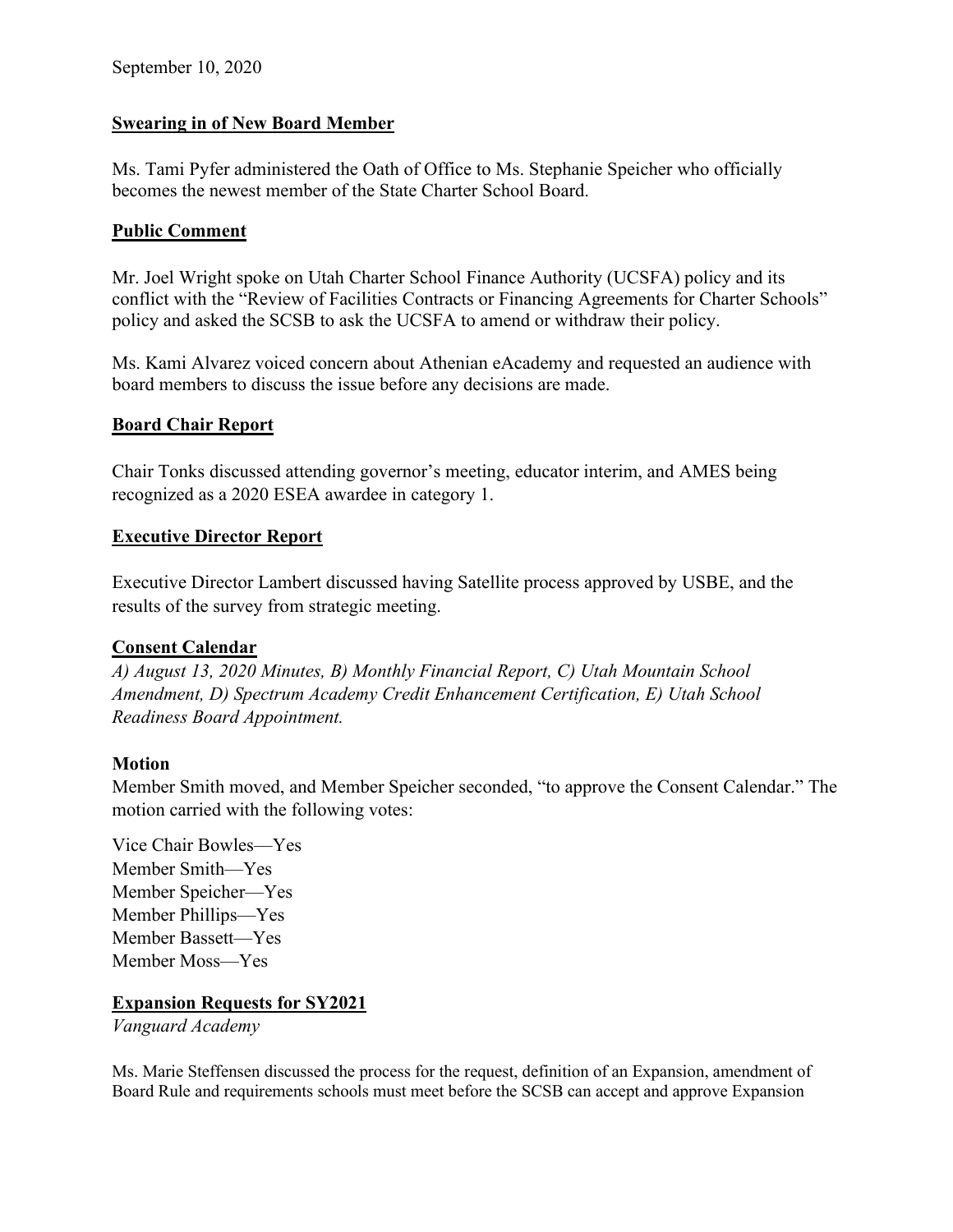September 10, 2020

**Swearing in of New Board Member**

Ms. Tami Pyfer administered the Oath of Office to Ms. Stephanie Speicher who officially becomes the newest member of the State Charter School Board.

**Public Comment**

Mr. Joel Wright spoke on Utah Charter School Finance Authority (UCSFA) policy and its conflict with the "Review of Facilities Contracts or Financing Agreements for Charter Schools" policy and asked the SCSB to ask the UCSFA to amend or withdraw their policy.

Ms. Kami Alvarez voiced concern about Athenian eAcademy and requested an audience with board members to discuss the issue before any decisions are made.

**Board Chair Report**

Chair Tonks discussed attending governor's meeting, educator interim, and AMES being recognized as a 2020 ESEA awardee in category 1.

**Executive Director Report**

Executive Director Lambert discussed having Satellite process approved by USBE, and the results of the survey from strategic meeting.

**Consent Calendar**

*A) August 13, 2020 Minutes, B) Monthly Financial Report, C) Utah Mountain School Amendment, D) Spectrum Academy Credit Enhancement Certification, E) Utah School Readiness Board Appointment.*

**Motion**

Member Smith moved, and Member Speicher seconded, "to approve the Consent Calendar." The motion carried with the following votes:

Vice Chair Bowles—Yes
Member Smith—Yes
Member Speicher—Yes
Member Phillips—Yes
Member Bassett—Yes
Member Moss—Yes

**Expansion Requests for SY2021**

*Vanguard Academy*

Ms. Marie Steffensen discussed the process for the request, definition of an Expansion, amendment of Board Rule and requirements schools must meet before the SCSB can accept and approve Expansion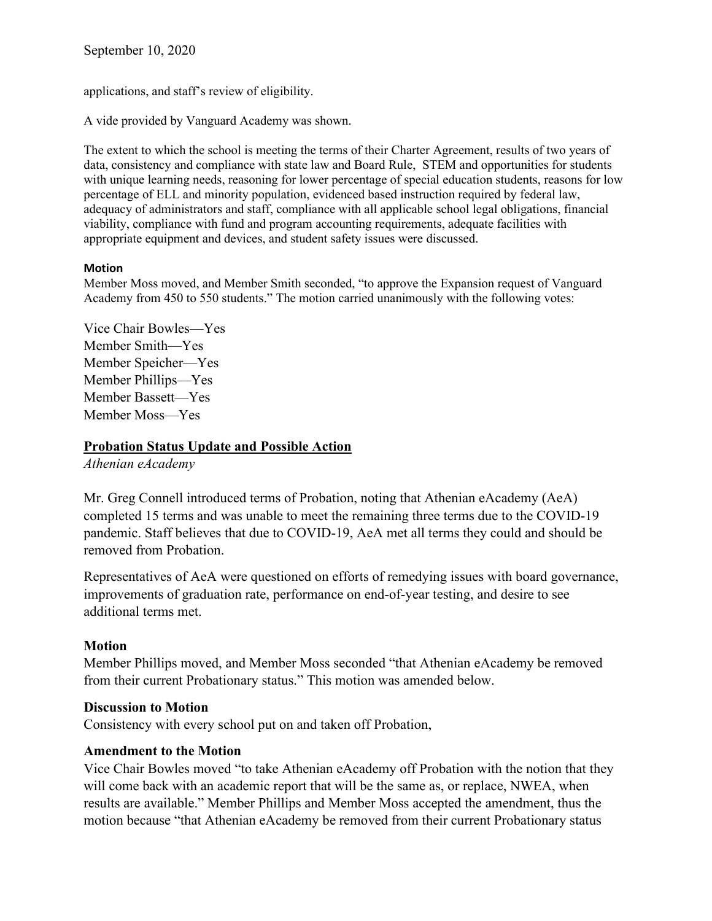applications, and staff's review of eligibility.

A vide provided by Vanguard Academy was shown.

The extent to which the school is meeting the terms of their Charter Agreement, results of two years of data, consistency and compliance with state law and Board Rule, STEM and opportunities for students with unique learning needs, reasoning for lower percentage of special education students, reasons for low percentage of ELL and minority population, evidenced based instruction required by federal law, adequacy of administrators and staff, compliance with all applicable school legal obligations, financial viability, compliance with fund and program accounting requirements, adequate facilities with appropriate equipment and devices, and student safety issues were discussed.

**Motion**

Member Moss moved, and Member Smith seconded, "to approve the Expansion request of Vanguard Academy from 450 to 550 students." The motion carried unanimously with the following votes:

Vice Chair Bowles—Yes
Member Smith—Yes
Member Speicher—Yes
Member Phillips—Yes
Member Bassett—Yes
Member Moss—Yes

## Probation Status Update and Possible Action

*Athenian eAcademy*

Mr. Greg Connell introduced terms of Probation, noting that Athenian eAcademy (AeA) completed 15 terms and was unable to meet the remaining three terms due to the COVID-19 pandemic. Staff believes that due to COVID-19, AeA met all terms they could and should be removed from Probation.

Representatives of AeA were questioned on efforts of remedying issues with board governance, improvements of graduation rate, performance on end-of-year testing, and desire to see additional terms met.

**Motion**

Member Phillips moved, and Member Moss seconded "that Athenian eAcademy be removed from their current Probationary status." This motion was amended below.

**Discussion to Motion**

Consistency with every school put on and taken off Probation,

**Amendment to the Motion**

Vice Chair Bowles moved "to take Athenian eAcademy off Probation with the notion that they will come back with an academic report that will be the same as, or replace, NWEA, when results are available." Member Phillips and Member Moss accepted the amendment, thus the motion because "that Athenian eAcademy be removed from their current Probationary status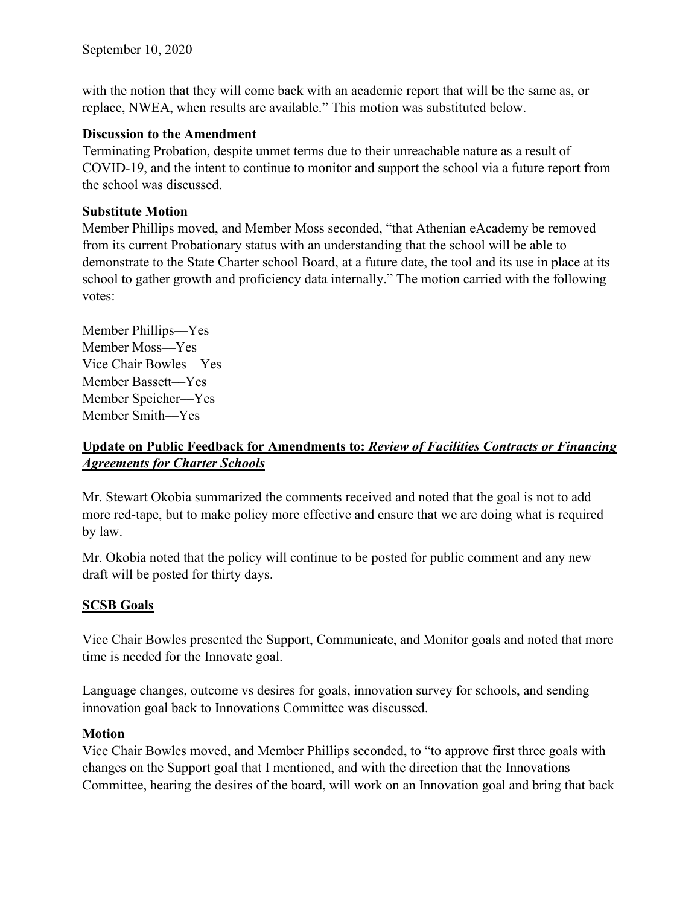with the notion that they will come back with an academic report that will be the same as, or replace, NWEA, when results are available." This motion was substituted below.

**Discussion to the Amendment**

Terminating Probation, despite unmet terms due to their unreachable nature as a result of COVID-19, and the intent to continue to monitor and support the school via a future report from the school was discussed.

**Substitute Motion**

Member Phillips moved, and Member Moss seconded, "that Athenian eAcademy be removed from its current Probationary status with an understanding that the school will be able to demonstrate to the State Charter school Board, at a future date, the tool and its use in place at its school to gather growth and proficiency data internally." The motion carried with the following votes:

Member Phillips—Yes
Member Moss—Yes
Vice Chair Bowles—Yes
Member Bassett—Yes
Member Speicher—Yes
Member Smith—Yes

## **Update on Public Feedback for Amendments to: *Review of Facilities Contracts or Financing Agreements for Charter Schools***

Mr. Stewart Okobia summarized the comments received and noted that the goal is not to add more red-tape, but to make policy more effective and ensure that we are doing what is required by law.

Mr. Okobia noted that the policy will continue to be posted for public comment and any new draft will be posted for thirty days.

## **SCSB Goals**

Vice Chair Bowles presented the Support, Communicate, and Monitor goals and noted that more time is needed for the Innovate goal.

Language changes, outcome vs desires for goals, innovation survey for schools, and sending innovation goal back to Innovations Committee was discussed.

**Motion**

Vice Chair Bowles moved, and Member Phillips seconded, to "to approve first three goals with changes on the Support goal that I mentioned, and with the direction that the Innovations Committee, hearing the desires of the board, will work on an Innovation goal and bring that back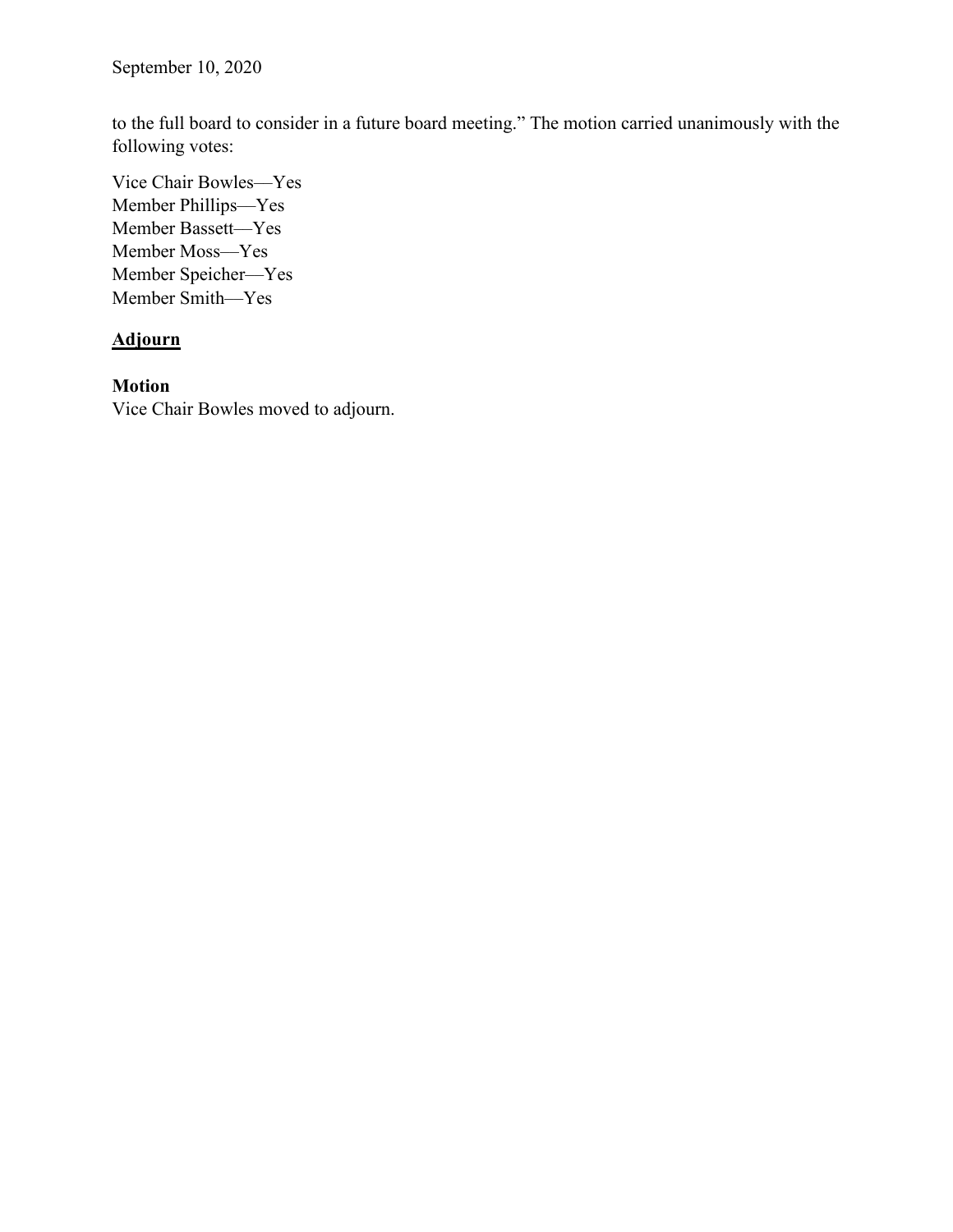to the full board to consider in a future board meeting." The motion carried unanimously with the following votes:

Vice Chair Bowles—Yes
Member Phillips—Yes
Member Bassett—Yes
Member Moss—Yes
Member Speicher—Yes
Member Smith—Yes

## Adjourn

**Motion**
Vice Chair Bowles moved to adjourn.